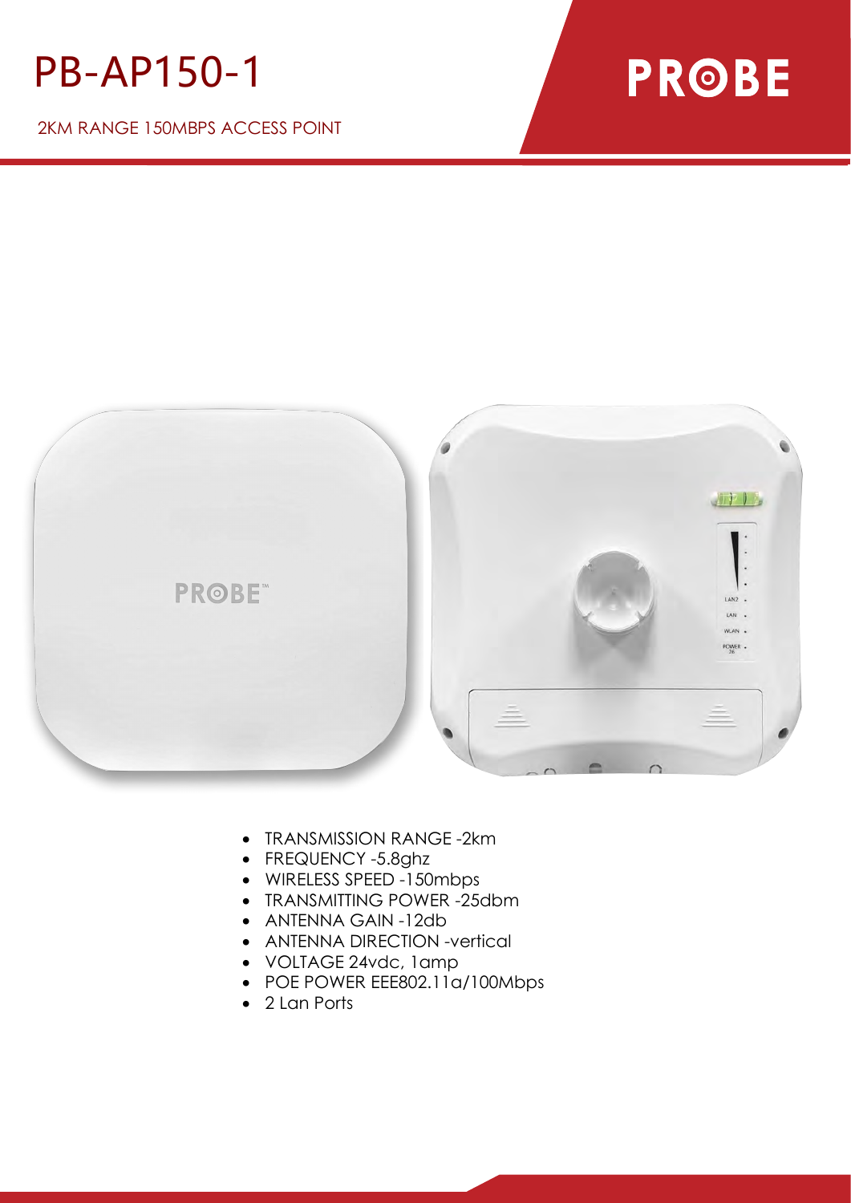# PB-AP150-1

2KM RANGE 150MBPS ACCESS POINT

PROBE

- TRANSMISSION RANGE -2km
- FREQUENCY -5.8ghz
- WIRELESS SPEED -150mbps
- TRANSMITTING POWER -25dbm
- ANTENNA GAIN -12db
- ANTENNA DIRECTION -vertical
- VOLTAGE 24vdc, 1amp
- POE POWER EEE802.11a/100Mbps
- 2 Lan Ports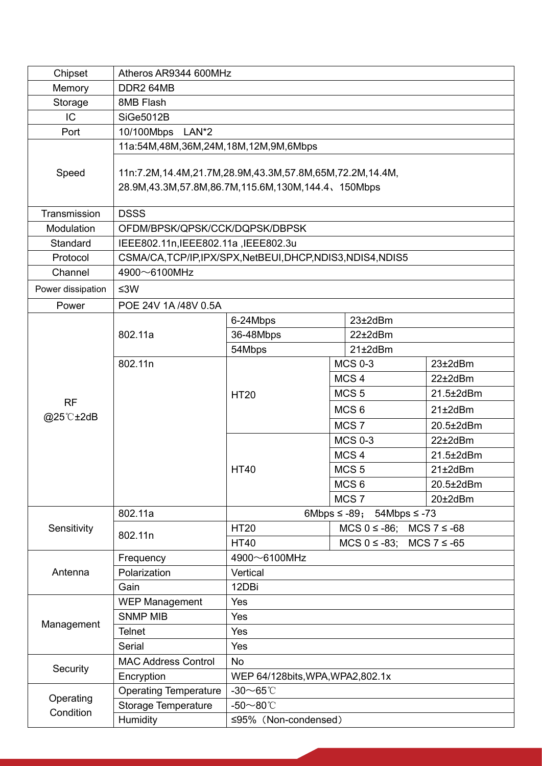| Chipset | Atheros AR9344 600MHz | | | |
|---|---|---|---|---|
| Memory | DDR2 64MB | | | |
| Storage | 8MB Flash | | | |
| IC | SiGe5012B | | | |
| Port | 10/100Mbps LAN*2 | | | |
| Speed | 11a:54M,48M,36M,24M,18M,12M,9M,6Mbps | | | |
| | 11n:7.2M,14.4M,21.7M,28.9M,43.3M,57.8M,65M,72.2M,14.4M, 28.9M,43.3M,57.8M,86.7M,115.6M,130M,144.4、150Mbps | | | |
| Transmission | DSSS | | | |
| Modulation | OFDM/BPSK/QPSK/CCK/DQPSK/DBPSK | | | |
| Standard | IEEE802.11n,IEEE802.11a ,IEEE802.3u | | | |
| Protocol | CSMA/CA,TCP/IP,IPX/SPX,NetBEUI,DHCP,NDIS3,NDIS4,NDIS5 | | | |
| Channel | 4900～6100MHz | | | |
| Power dissipation | ≤3W | | | |
| Power | POE 24V 1A /48V 0.5A | | | |
| RF @25℃±2dB | 802.11a | 6-24Mbps | 23±2dBm | |
| | | 36-48Mbps | 22±2dBm | |
| | | 54Mbps | 21±2dBm | |
| | 802.11n | HT20 | MCS 0-3 | 23±2dBm |
| | | | MCS 4 | 22±2dBm |
| | | | MCS 5 | 21.5±2dBm |
| | | | MCS 6 | 21±2dBm |
| | | | MCS 7 | 20.5±2dBm |
| | | HT40 | MCS 0-3 | 22±2dBm |
| | | | MCS 4 | 21.5±2dBm |
| | | | MCS 5 | 21±2dBm |
| | | | MCS 6 | 20.5±2dBm |
| | | | MCS 7 | 20±2dBm |
| Sensitivity | 802.11a | 6Mbps ≤ -89； 54Mbps ≤ -73 | | |
| | 802.11n | HT20 | MCS 0 ≤ -86; MCS 7 ≤ -68 | |
| | | HT40 | MCS 0 ≤ -83; MCS 7 ≤ -65 | |
| Antenna | Frequency | 4900～6100MHz | | |
| | Polarization | Vertical | | |
| | Gain | 12DBi | | |
| Management | WEP Management | Yes | | |
| | SNMP MIB | Yes | | |
| | Telnet | Yes | | |
| | Serial | Yes | | |
| Security | MAC Address Control | No | | |
| | Encryption | WEP 64/128bits,WPA,WPA2,802.1x | | |
| Operating Condition | Operating Temperature | -30～65℃ | | |
| | Storage Temperature | -50～80℃ | | |
| | Humidity | ≤95%（Non-condensed） | | |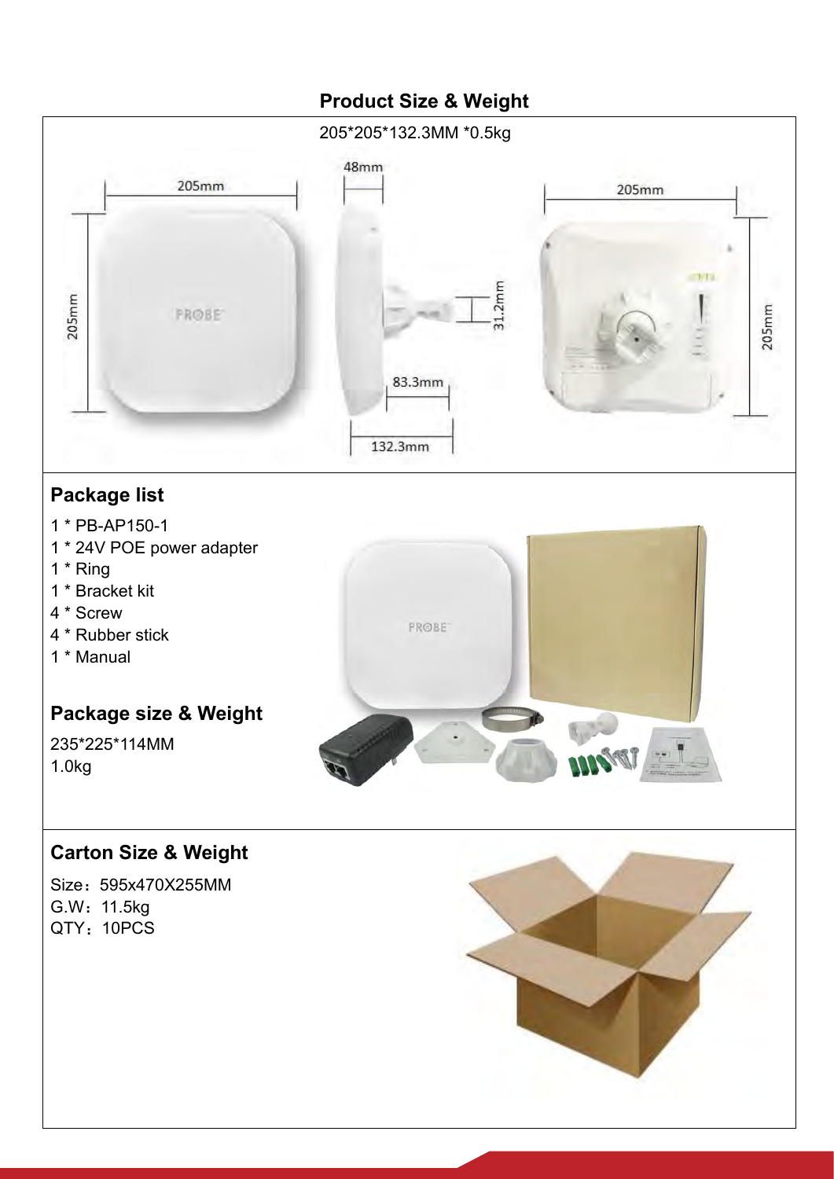## Product Size & Weight

205*205*132.3MM *0.5kg

## Package list

1 * PB-AP150-1
1 * 24V POE power adapter
1 * Ring
1 * Bracket kit
4 * Screw
4 * Rubber stick
1 * Manual

## Package size & Weight

235*225*114MM
1.0kg

## Carton Size & Weight

Size：595x470X255MM
G.W：11.5kg
QTY：10PCS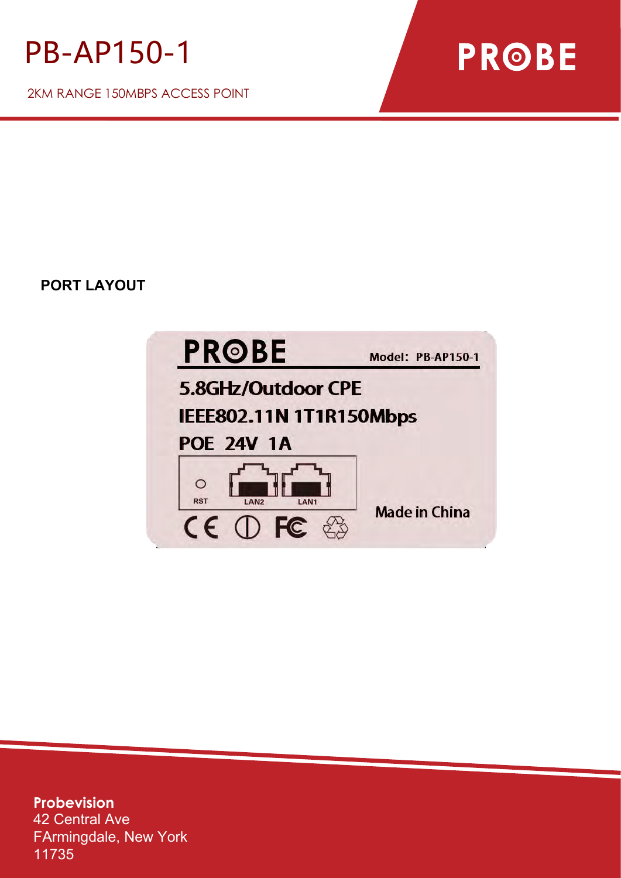# PB-AP150-1

2KM RANGE 150MBPS ACCESS POINT

**PORT LAYOUT**

PROBE

Model: PB-AP150-1

5.8GHz/Outdoor CPE

IEEE802.11N 1T1R150Mbps

POE 24V 1A

RST LAN2 LAN1

Made in China

**Probevision**
42 Central Ave
FArmingdale, New York
11735